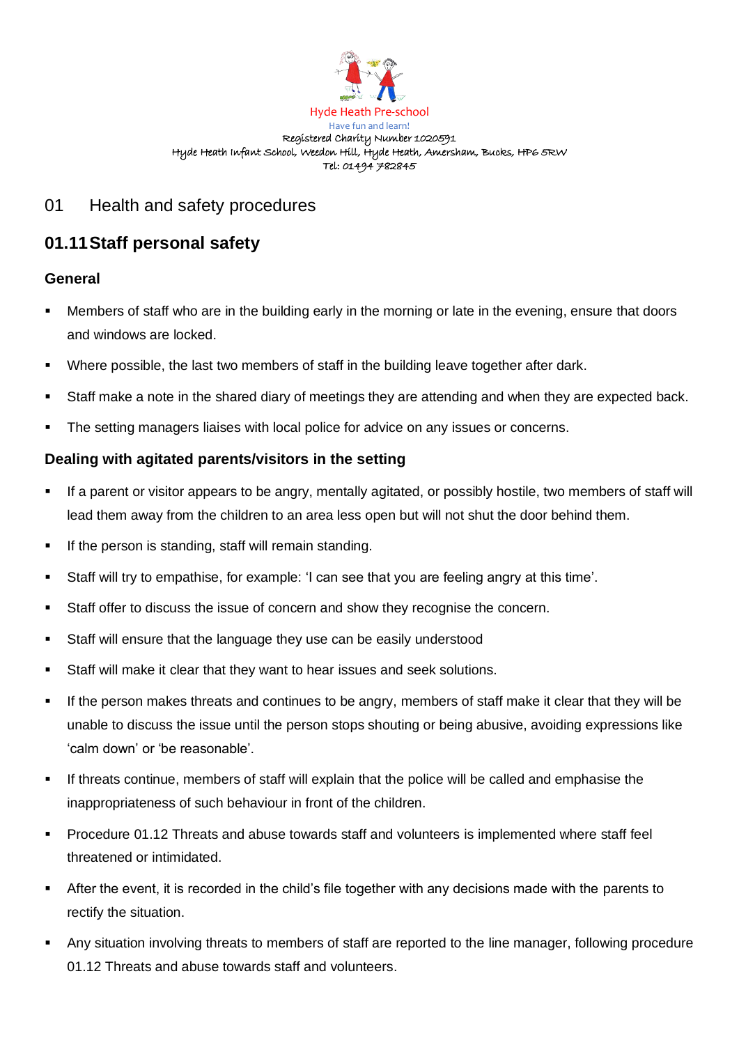Hyde Heath Pre-school

Have fun and learn!

Registered Charity Number 1020591

Hyde Heath Infant School, Weedon Hill, Hyde Heath, Amersham, Bucks, HP6 5RW

Tel: 01494 782845

# 01 Health and safety procedures

## 01.11 Staff personal safety

### General

- Members of staff who are in the building early in the morning or late in the evening, ensure that doors and windows are locked.
- Where possible, the last two members of staff in the building leave together after dark.
- Staff make a note in the shared diary of meetings they are attending and when they are expected back.
- The setting managers liaises with local police for advice on any issues or concerns.

### Dealing with agitated parents/visitors in the setting

- If a parent or visitor appears to be angry, mentally agitated, or possibly hostile, two members of staff will lead them away from the children to an area less open but will not shut the door behind them.
- If the person is standing, staff will remain standing.
- Staff will try to empathise, for example: 'I can see that you are feeling angry at this time'.
- Staff offer to discuss the issue of concern and show they recognise the concern.
- Staff will ensure that the language they use can be easily understood
- Staff will make it clear that they want to hear issues and seek solutions.
- If the person makes threats and continues to be angry, members of staff make it clear that they will be unable to discuss the issue until the person stops shouting or being abusive, avoiding expressions like 'calm down' or 'be reasonable'.
- If threats continue, members of staff will explain that the police will be called and emphasise the inappropriateness of such behaviour in front of the children.
- Procedure 01.12 Threats and abuse towards staff and volunteers is implemented where staff feel threatened or intimidated.
- After the event, it is recorded in the child's file together with any decisions made with the parents to rectify the situation.
- Any situation involving threats to members of staff are reported to the line manager, following procedure 01.12 Threats and abuse towards staff and volunteers.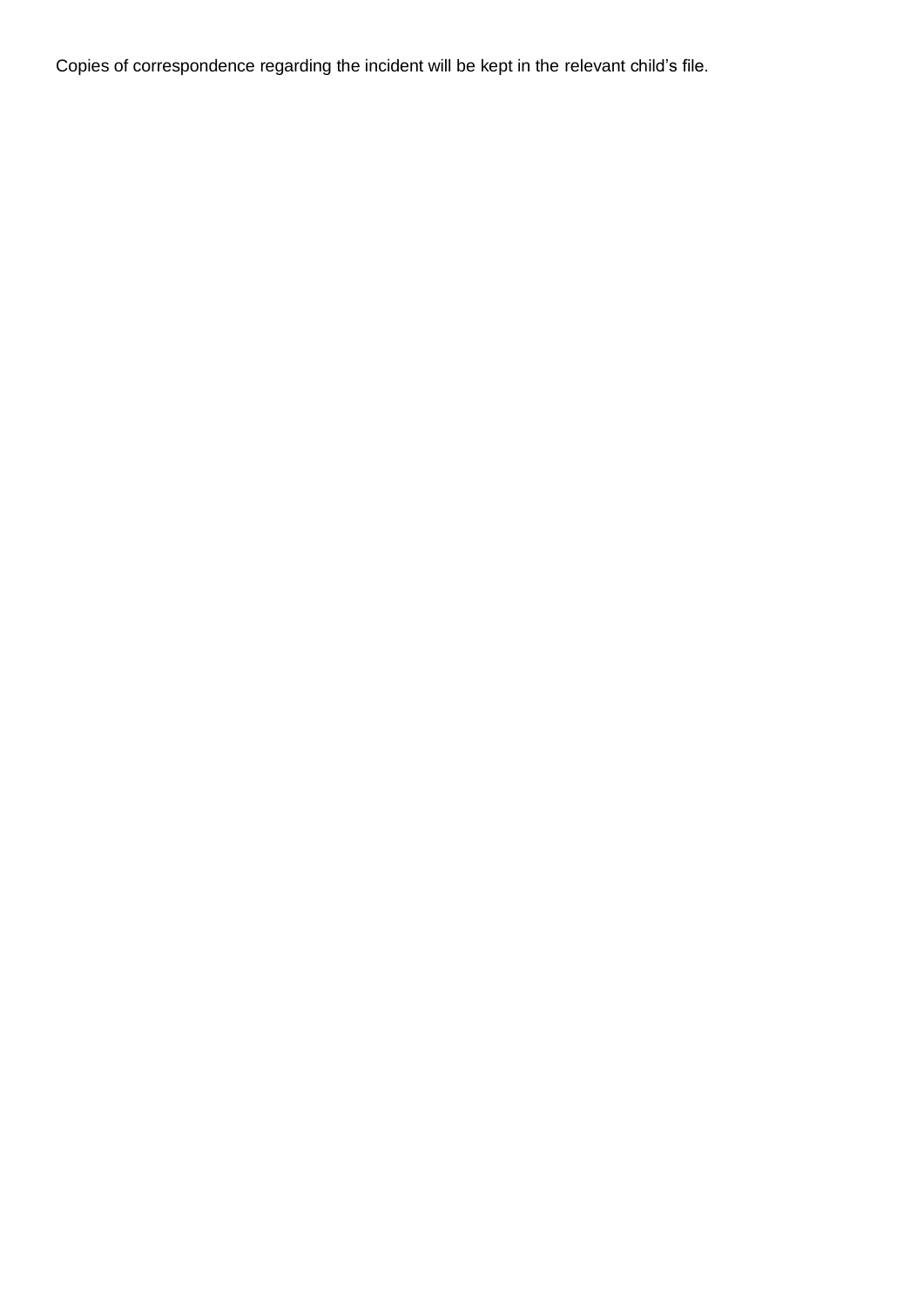Copies of correspondence regarding the incident will be kept in the relevant child's file.